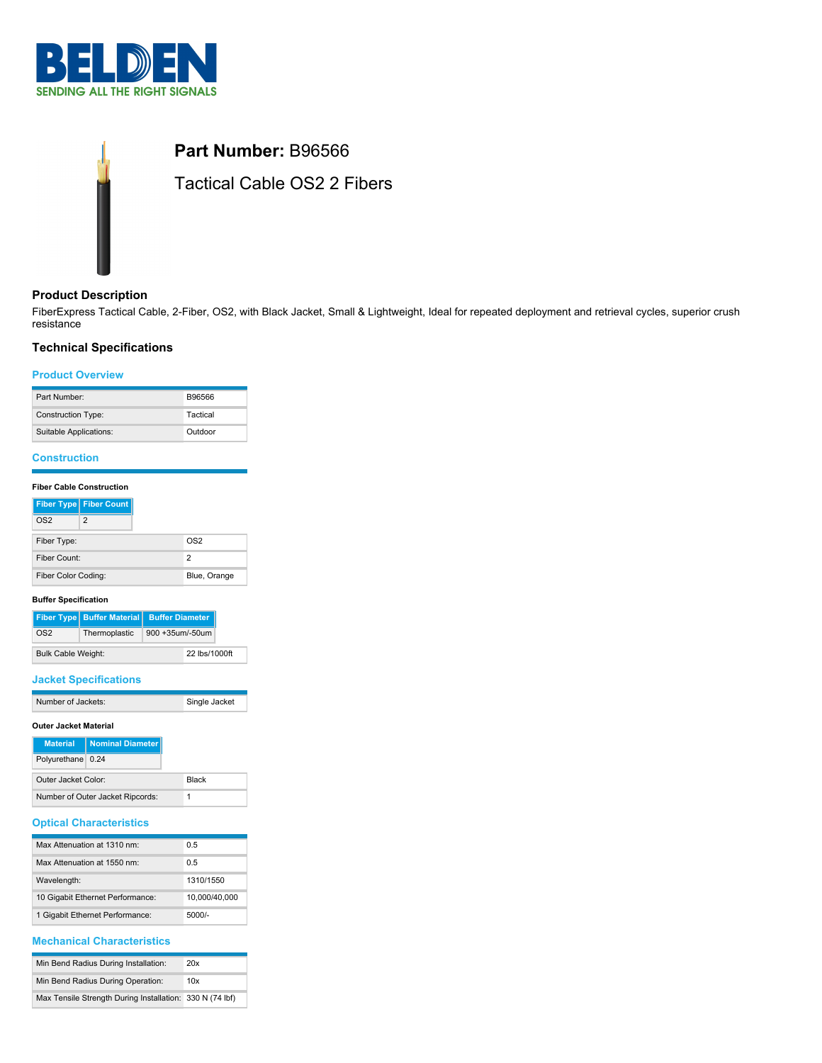**Part Number:** B96566

Tactical Cable OS2 2 Fibers

## Product Description

FiberExpress Tactical Cable, 2-Fiber, OS2, with Black Jacket, Small & Lightweight, Ideal for repeated deployment and retrieval cycles, superior crush resistance

## Technical Specifications

### Product Overview

| | |
|---|---|
| Part Number: | B96566 |
| Construction Type: | Tactical |
| Suitable Applications: | Outdoor |

### Construction

#### Fiber Cable Construction

| Fiber Type | Fiber Count |
|---|---|
| OS2 | 2 |

| | |
|---|---|
| Fiber Type: | OS2 |
| Fiber Count: | 2 |
| Fiber Color Coding: | Blue, Orange |

#### Buffer Specification

| Fiber Type | Buffer Material | Buffer Diameter |
|---|---|---|
| OS2 | Thermoplastic | 900 +35um/-50um |

| | |
|---|---|
| Bulk Cable Weight: | 22 lbs/1000ft |

### Jacket Specifications

| | |
|---|---|
| Number of Jackets: | Single Jacket |

#### Outer Jacket Material

| Material | Nominal Diameter |
|---|---|
| Polyurethane | 0.24 |

| | |
|---|---|
| Outer Jacket Color: | Black |
| Number of Outer Jacket Ripcords: | 1 |

### Optical Characteristics

| | |
|---|---|
| Max Attenuation at 1310 nm: | 0.5 |
| Max Attenuation at 1550 nm: | 0.5 |
| Wavelength: | 1310/1550 |
| 10 Gigabit Ethernet Performance: | 10,000/40,000 |
| 1 Gigabit Ethernet Performance: | 5000/- |

### Mechanical Characteristics

| | |
|---|---|
| Min Bend Radius During Installation: | 20x |
| Min Bend Radius During Operation: | 10x |
| Max Tensile Strength During Installation: | 330 N (74 lbf) |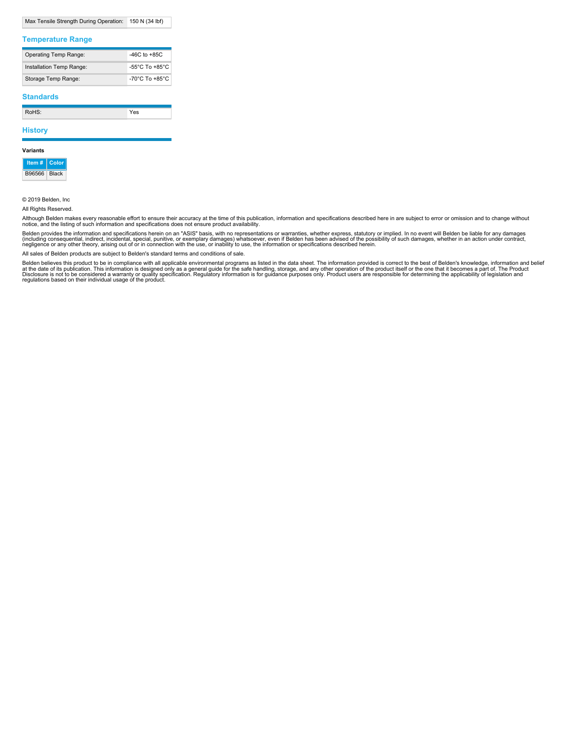| | |
|---|---|
| Max Tensile Strength During Operation: | 150 N (34 lbf) |

## Temperature Range

| | |
|---|---|
| Operating Temp Range: | -46C to +85C |
| Installation Temp Range: | -55°C To +85°C |
| Storage Temp Range: | -70°C To +85°C |

## Standards

| | |
|---|---|
| RoHS: | Yes |

## History

**Variants**

| Item # | Color |
|---|---|
| B96566 | Black |

© 2019 Belden, Inc

All Rights Reserved.

Although Belden makes every reasonable effort to ensure their accuracy at the time of this publication, information and specifications described here in are subject to error or omission and to change without notice, and the listing of such information and specifications does not ensure product availability.

Belden provides the information and specifications herein on an "ASIS" basis, with no representations or warranties, whether express, statutory or implied. In no event will Belden be liable for any damages (including consequential, indirect, incidental, special, punitive, or exemplary damages) whatsoever, even if Belden has been advised of the possibility of such damages, whether in an action under contract, negligence or any other theory, arising out of or in connection with the use, or inability to use, the information or specifications described herein.

All sales of Belden products are subject to Belden's standard terms and conditions of sale.

Belden believes this product to be in compliance with all applicable environmental programs as listed in the data sheet. The information provided is correct to the best of Belden's knowledge, information and belief at the date of its publication. This information is designed only as a general guide for the safe handling, storage, and any other operation of the product itself or the one that it becomes a part of. The Product Disclosure is not to be considered a warranty or quality specification. Regulatory information is for guidance purposes only. Product users are responsible for determining the applicability of legislation and regulations based on their individual usage of the product.